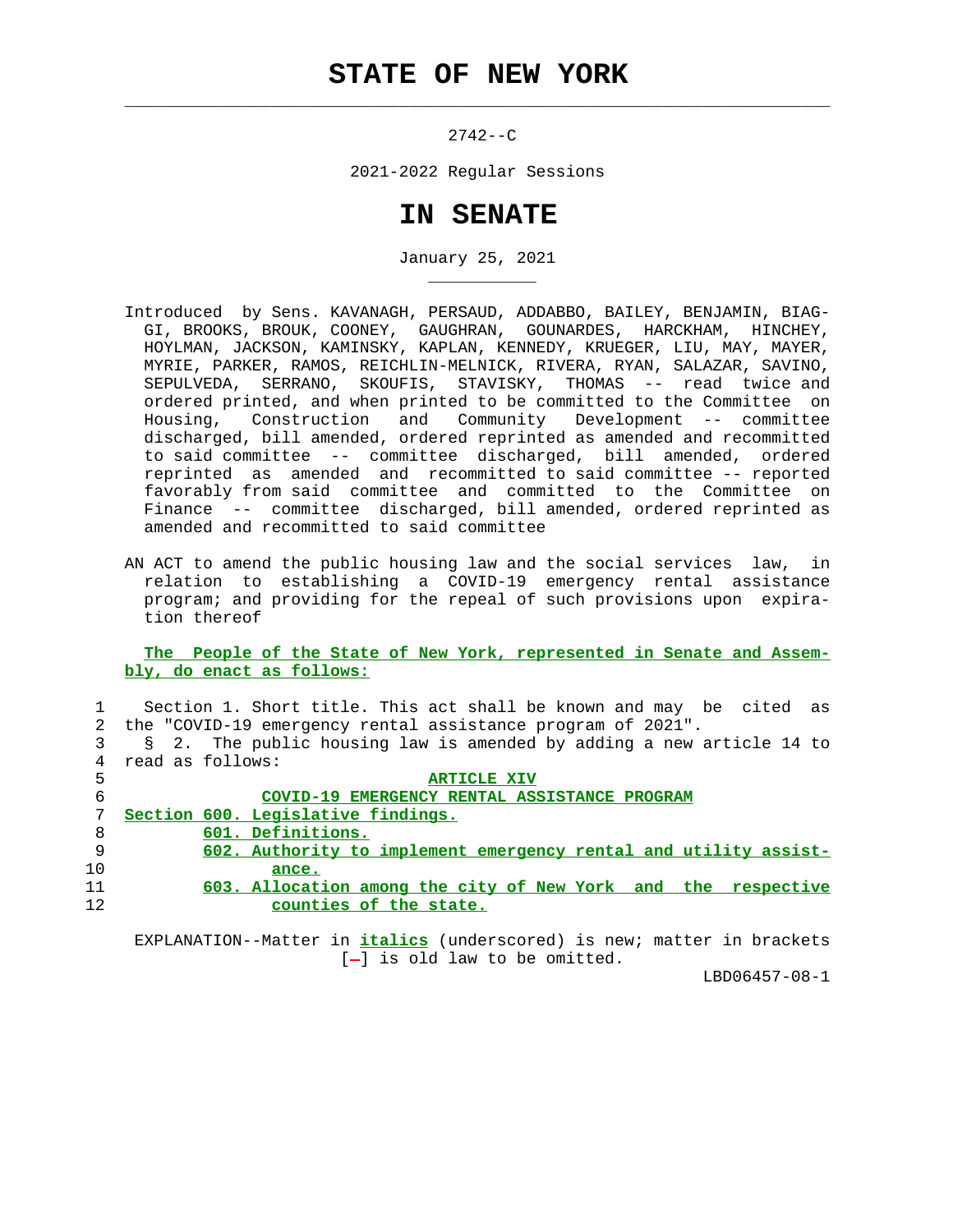# STATE OF NEW YORK

2742--C

2021-2022 Regular Sessions

# IN SENATE

January 25, 2021

Introduced by Sens. KAVANAGH, PERSAUD, ADDABBO, BAILEY, BENJAMIN, BIAGGI, BROOKS, BROUK, COONEY, GAUGHRAN, GOUNARDES, HARCKHAM, HINCHEY, HOYLMAN, JACKSON, KAMINSKY, KAPLAN, KENNEDY, KRUEGER, LIU, MAY, MAYER, MYRIE, PARKER, RAMOS, REICHLIN-MELNICK, RIVERA, RYAN, SALAZAR, SAVINO, SEPULVEDA, SERRANO, SKOUFIS, STAVISKY, THOMAS -- read twice and ordered printed, and when printed to be committed to the Committee on Housing, Construction and Community Development -- committee discharged, bill amended, ordered reprinted as amended and recommitted to said committee -- committee discharged, bill amended, ordered reprinted as amended and recommitted to said committee -- reported favorably from said committee and committed to the Committee on Finance -- committee discharged, bill amended, ordered reprinted as amended and recommitted to said committee

AN ACT to amend the public housing law and the social services law, in relation to establishing a COVID-19 emergency rental assistance program; and providing for the repeal of such provisions upon expiration thereof

**The People of the State of New York, represented in Senate and Assembly, do enact as follows:**

1 Section 1. Short title. This act shall be known and may be cited as
2 the "COVID-19 emergency rental assistance program of 2021".
3 § 2. The public housing law is amended by adding a new article 14 to
4 read as follows:

5 **ARTICLE XIV**

6 **COVID-19 EMERGENCY RENTAL ASSISTANCE PROGRAM**

7 **Section 600. Legislative findings.**
8 **601. Definitions.**
9 **602. Authority to implement emergency rental and utility assist-**
10 **ance.**
11 **603. Allocation among the city of New York and the respective**
12 **counties of the state.**

EXPLANATION--Matter in *italics* (underscored) is new; matter in brackets [-] is old law to be omitted.

LBD06457-08-1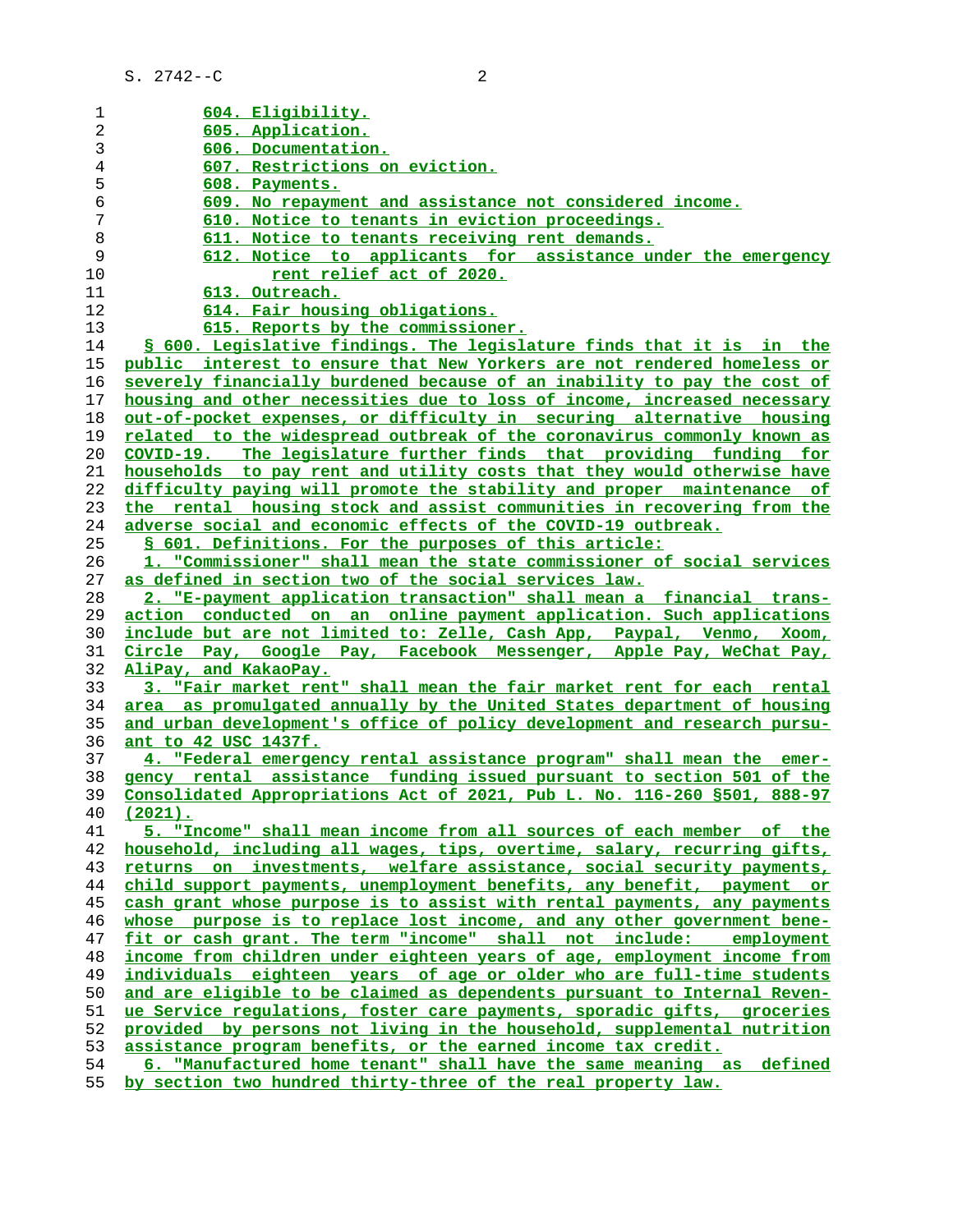604. Eligibility.
605. Application.
606. Documentation.
607. Restrictions on eviction.
608. Payments.
609. No repayment and assistance not considered income.
610. Notice to tenants in eviction proceedings.
611. Notice to tenants receiving rent demands.
612. Notice to applicants for assistance under the emergency rent relief act of 2020.
613. Outreach.
614. Fair housing obligations.
615. Reports by the commissioner.

§ 600. Legislative findings. The legislature finds that it is in the public interest to ensure that New Yorkers are not rendered homeless or severely financially burdened because of an inability to pay the cost of housing and other necessities due to loss of income, increased necessary out-of-pocket expenses, or difficulty in securing alternative housing related to the widespread outbreak of the coronavirus commonly known as COVID-19. The legislature further finds that providing funding for households to pay rent and utility costs that they would otherwise have difficulty paying will promote the stability and proper maintenance of the rental housing stock and assist communities in recovering from the adverse social and economic effects of the COVID-19 outbreak.

§ 601. Definitions. For the purposes of this article:

1. "Commissioner" shall mean the state commissioner of social services as defined in section two of the social services law.

2. "E-payment application transaction" shall mean a financial transaction conducted on an online payment application. Such applications include but are not limited to: Zelle, Cash App, Paypal, Venmo, Xoom, Circle Pay, Google Pay, Facebook Messenger, Apple Pay, WeChat Pay, AliPay, and KakaoPay.

3. "Fair market rent" shall mean the fair market rent for each rental area as promulgated annually by the United States department of housing and urban development's office of policy development and research pursuant to 42 USC 1437f.

4. "Federal emergency rental assistance program" shall mean the emergency rental assistance funding issued pursuant to section 501 of the Consolidated Appropriations Act of 2021, Pub L. No. 116-260 §501, 888-97 (2021).

5. "Income" shall mean income from all sources of each member of the household, including all wages, tips, overtime, salary, recurring gifts, returns on investments, welfare assistance, social security payments, child support payments, unemployment benefits, any benefit, payment or cash grant whose purpose is to assist with rental payments, any payments whose purpose is to replace lost income, and any other government benefit or cash grant. The term "income" shall not include: employment income from children under eighteen years of age, employment income from individuals eighteen years of age or older who are full-time students and are eligible to be claimed as dependents pursuant to Internal Revenue Service regulations, foster care payments, sporadic gifts, groceries provided by persons not living in the household, supplemental nutrition assistance program benefits, or the earned income tax credit.

6. "Manufactured home tenant" shall have the same meaning as defined by section two hundred thirty-three of the real property law.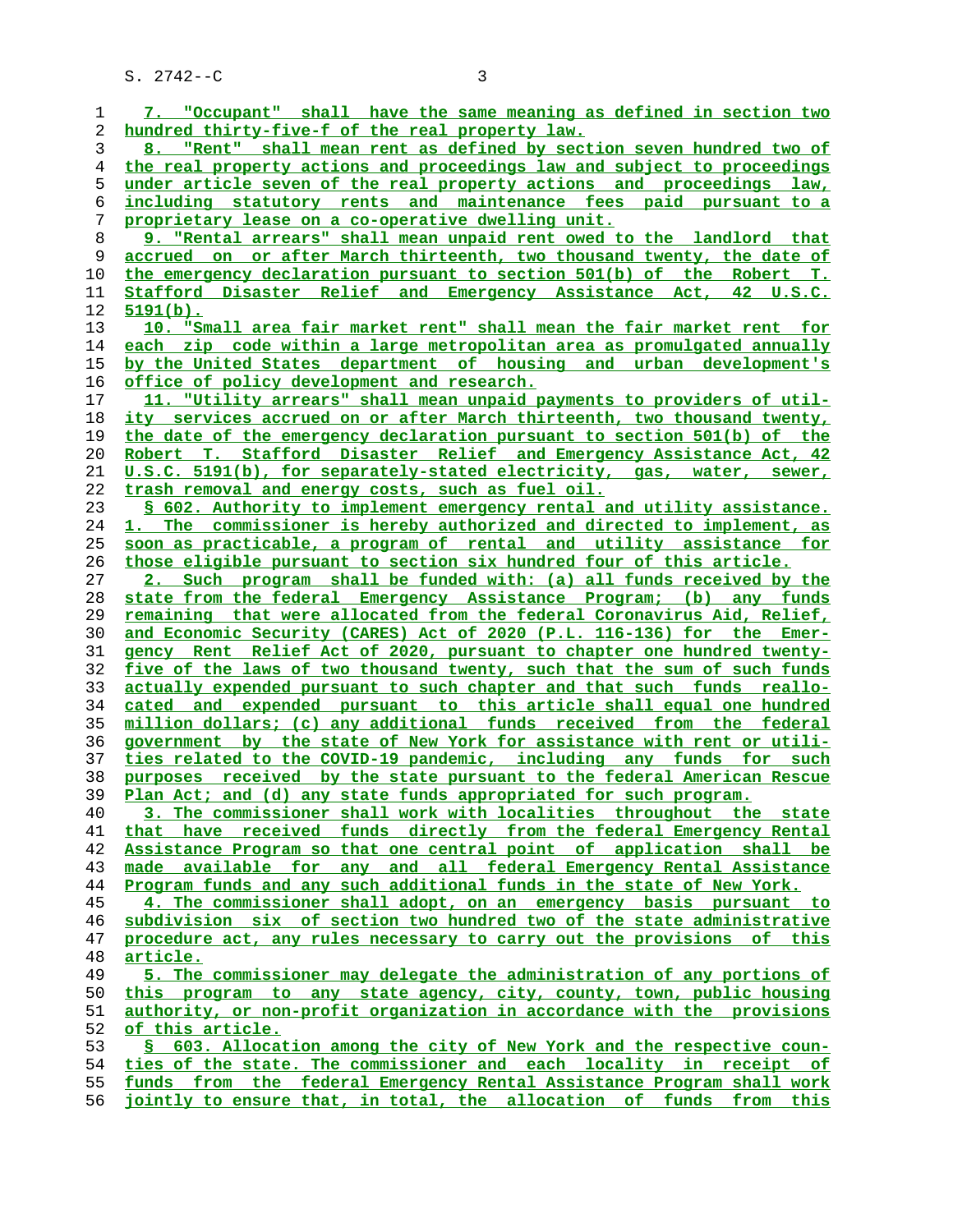7. "Occupant" shall have the same meaning as defined in section two hundred thirty-five-f of the real property law.

8. "Rent" shall mean rent as defined by section seven hundred two of the real property actions and proceedings law and subject to proceedings under article seven of the real property actions and proceedings law, including statutory rents and maintenance fees paid pursuant to a proprietary lease on a co-operative dwelling unit.

9. "Rental arrears" shall mean unpaid rent owed to the landlord that accrued on or after March thirteenth, two thousand twenty, the date of the emergency declaration pursuant to section 501(b) of the Robert T. Stafford Disaster Relief and Emergency Assistance Act, 42 U.S.C. 5191(b).

10. "Small area fair market rent" shall mean the fair market rent for each zip code within a large metropolitan area as promulgated annually by the United States department of housing and urban development's office of policy development and research.

11. "Utility arrears" shall mean unpaid payments to providers of utility services accrued on or after March thirteenth, two thousand twenty, the date of the emergency declaration pursuant to section 501(b) of the Robert T. Stafford Disaster Relief and Emergency Assistance Act, 42 U.S.C. 5191(b), for separately-stated electricity, gas, water, sewer, trash removal and energy costs, such as fuel oil.

§ 602. Authority to implement emergency rental and utility assistance. 1. The commissioner is hereby authorized and directed to implement, as soon as practicable, a program of rental and utility assistance for those eligible pursuant to section six hundred four of this article.

2. Such program shall be funded with: (a) all funds received by the state from the federal Emergency Assistance Program; (b) any funds remaining that were allocated from the federal Coronavirus Aid, Relief, and Economic Security (CARES) Act of 2020 (P.L. 116-136) for the Emergency Rent Relief Act of 2020, pursuant to chapter one hundred twenty-five of the laws of two thousand twenty, such that the sum of such funds actually expended pursuant to such chapter and that such funds reallocated and expended pursuant to this article shall equal one hundred million dollars; (c) any additional funds received from the federal government by the state of New York for assistance with rent or utilities related to the COVID-19 pandemic, including any funds for such purposes received by the state pursuant to the federal American Rescue Plan Act; and (d) any state funds appropriated for such program.

3. The commissioner shall work with localities throughout the state that have received funds directly from the federal Emergency Rental Assistance Program so that one central point of application shall be made available for any and all federal Emergency Rental Assistance Program funds and any such additional funds in the state of New York.

4. The commissioner shall adopt, on an emergency basis pursuant to subdivision six of section two hundred two of the state administrative procedure act, any rules necessary to carry out the provisions of this article.

5. The commissioner may delegate the administration of any portions of this program to any state agency, city, county, town, public housing authority, or non-profit organization in accordance with the provisions of this article.

§ 603. Allocation among the city of New York and the respective counties of the state. The commissioner and each locality in receipt of funds from the federal Emergency Rental Assistance Program shall work jointly to ensure that, in total, the allocation of funds from this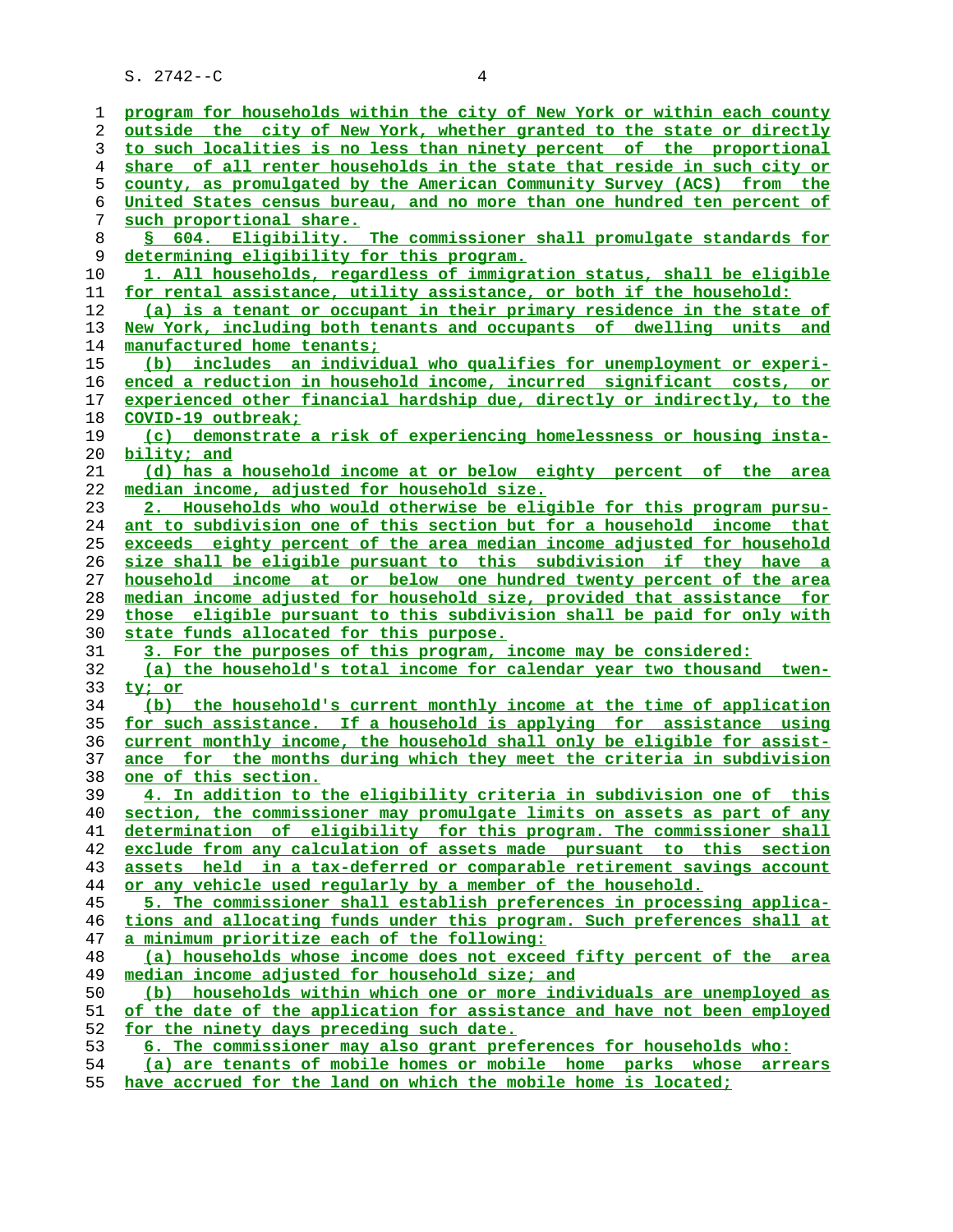program for households within the city of New York or within each county outside the city of New York, whether granted to the state or directly to such localities is no less than ninety percent of the proportional share of all renter households in the state that reside in such city or county, as promulgated by the American Community Survey (ACS) from the United States census bureau, and no more than one hundred ten percent of such proportional share.

§ 604. Eligibility. The commissioner shall promulgate standards for determining eligibility for this program.

1. All households, regardless of immigration status, shall be eligible for rental assistance, utility assistance, or both if the household:

(a) is a tenant or occupant in their primary residence in the state of New York, including both tenants and occupants of dwelling units and manufactured home tenants;

(b) includes an individual who qualifies for unemployment or experienced a reduction in household income, incurred significant costs, or experienced other financial hardship due, directly or indirectly, to the COVID-19 outbreak;

(c) demonstrate a risk of experiencing homelessness or housing instability; and

(d) has a household income at or below eighty percent of the area median income, adjusted for household size.

2. Households who would otherwise be eligible for this program pursuant to subdivision one of this section but for a household income that exceeds eighty percent of the area median income adjusted for household size shall be eligible pursuant to this subdivision if they have a household income at or below one hundred twenty percent of the area median income adjusted for household size, provided that assistance for those eligible pursuant to this subdivision shall be paid for only with state funds allocated for this purpose.

3. For the purposes of this program, income may be considered:

(a) the household's total income for calendar year two thousand twenty; or

(b) the household's current monthly income at the time of application for such assistance. If a household is applying for assistance using current monthly income, the household shall only be eligible for assistance for the months during which they meet the criteria in subdivision one of this section.

4. In addition to the eligibility criteria in subdivision one of this section, the commissioner may promulgate limits on assets as part of any determination of eligibility for this program. The commissioner shall exclude from any calculation of assets made pursuant to this section assets held in a tax-deferred or comparable retirement savings account or any vehicle used regularly by a member of the household.

5. The commissioner shall establish preferences in processing applications and allocating funds under this program. Such preferences shall at a minimum prioritize each of the following:

(a) households whose income does not exceed fifty percent of the area median income adjusted for household size; and

(b) households within which one or more individuals are unemployed as of the date of the application for assistance and have not been employed for the ninety days preceding such date.

6. The commissioner may also grant preferences for households who:

(a) are tenants of mobile homes or mobile home parks whose arrears have accrued for the land on which the mobile home is located;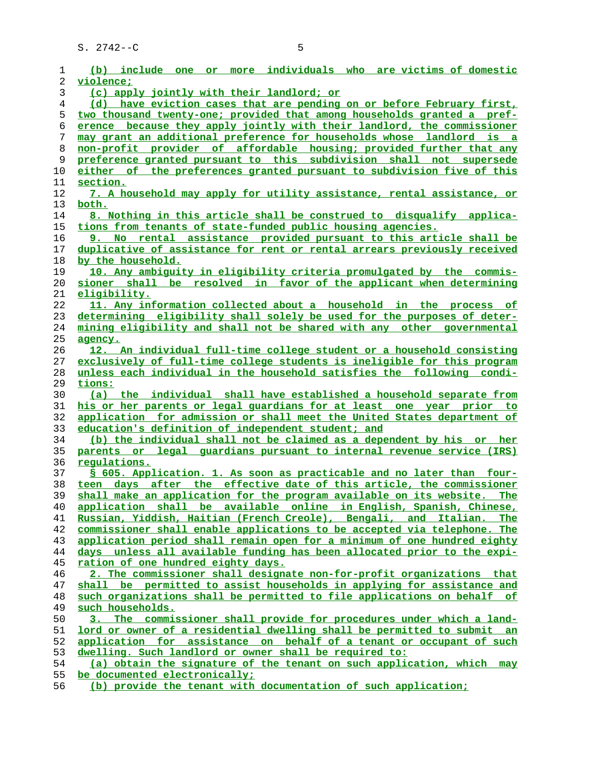(b) include one or more individuals who are victims of domestic violence;

(c) apply jointly with their landlord; or

(d) have eviction cases that are pending on or before February first, two thousand twenty-one; provided that among households granted a preference because they apply jointly with their landlord, the commissioner may grant an additional preference for households whose landlord is a non-profit provider of affordable housing; provided further that any preference granted pursuant to this subdivision shall not supersede either of the preferences granted pursuant to subdivision five of this section.

7. A household may apply for utility assistance, rental assistance, or both.

8. Nothing in this article shall be construed to disqualify applications from tenants of state-funded public housing agencies.

9. No rental assistance provided pursuant to this article shall be duplicative of assistance for rent or rental arrears previously received by the household.

10. Any ambiguity in eligibility criteria promulgated by the commissioner shall be resolved in favor of the applicant when determining eligibility.

11. Any information collected about a household in the process of determining eligibility shall solely be used for the purposes of determining eligibility and shall not be shared with any other governmental agency.

12. An individual full-time college student or a household consisting exclusively of full-time college students is ineligible for this program unless each individual in the household satisfies the following conditions:

(a) the individual shall have established a household separate from his or her parents or legal guardians for at least one year prior to application for admission or shall meet the United States department of education's definition of independent student; and

(b) the individual shall not be claimed as a dependent by his or her parents or legal guardians pursuant to internal revenue service (IRS) regulations.

§ 605. Application. 1. As soon as practicable and no later than fourteen days after the effective date of this article, the commissioner shall make an application for the program available on its website. The application shall be available online in English, Spanish, Chinese, Russian, Yiddish, Haitian (French Creole), Bengali, and Italian. The commissioner shall enable applications to be accepted via telephone. The application period shall remain open for a minimum of one hundred eighty days unless all available funding has been allocated prior to the expiration of one hundred eighty days.

2. The commissioner shall designate non-for-profit organizations that shall be permitted to assist households in applying for assistance and such organizations shall be permitted to file applications on behalf of such households.

3. The commissioner shall provide for procedures under which a landlord or owner of a residential dwelling shall be permitted to submit an application for assistance on behalf of a tenant or occupant of such dwelling. Such landlord or owner shall be required to:

(a) obtain the signature of the tenant on such application, which may be documented electronically;

(b) provide the tenant with documentation of such application;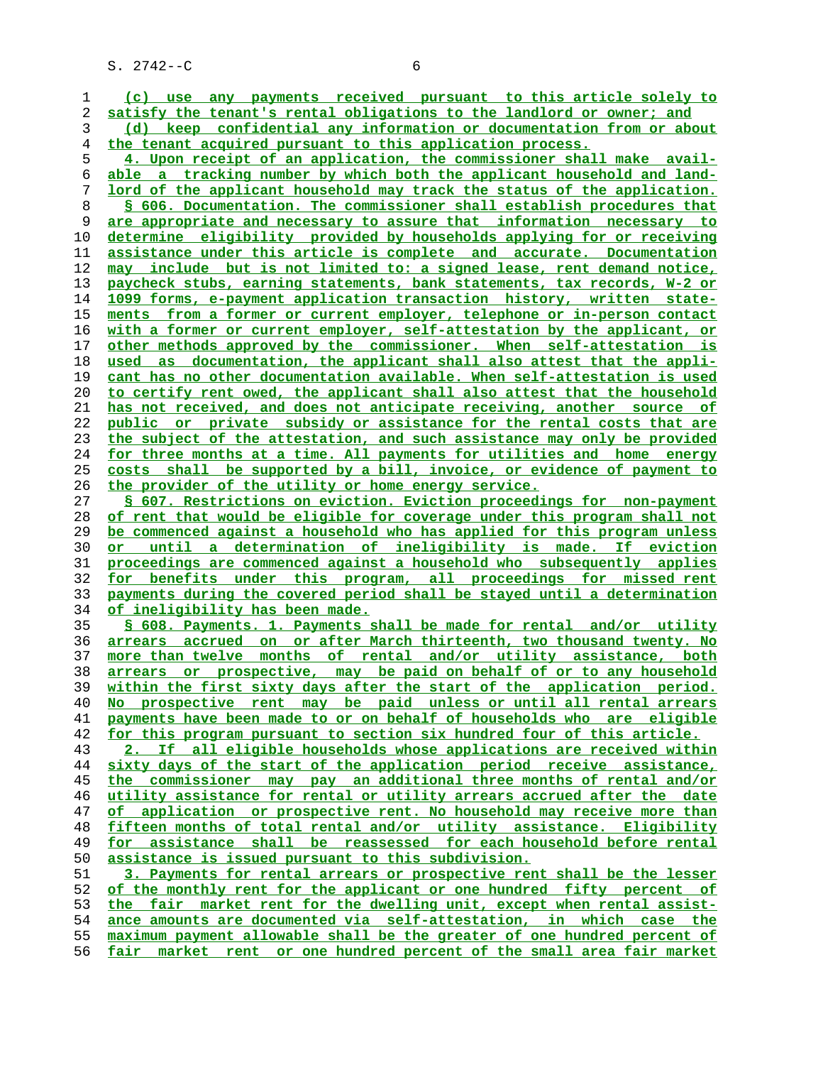(c) use any payments received pursuant to this article solely to satisfy the tenant's rental obligations to the landlord or owner; and

(d) keep confidential any information or documentation from or about the tenant acquired pursuant to this application process.

4. Upon receipt of an application, the commissioner shall make available a tracking number by which both the applicant household and landlord of the applicant household may track the status of the application.

§ 606. Documentation. The commissioner shall establish procedures that are appropriate and necessary to assure that information necessary to determine eligibility provided by households applying for or receiving assistance under this article is complete and accurate. Documentation may include but is not limited to: a signed lease, rent demand notice, paycheck stubs, earning statements, bank statements, tax records, W-2 or 1099 forms, e-payment application transaction history, written statements from a former or current employer, telephone or in-person contact with a former or current employer, self-attestation by the applicant, or other methods approved by the commissioner. When self-attestation is used as documentation, the applicant shall also attest that the applicant has no other documentation available. When self-attestation is used to certify rent owed, the applicant shall also attest that the household has not received, and does not anticipate receiving, another source of public or private subsidy or assistance for the rental costs that are the subject of the attestation, and such assistance may only be provided for three months at a time. All payments for utilities and home energy costs shall be supported by a bill, invoice, or evidence of payment to the provider of the utility or home energy service.

§ 607. Restrictions on eviction. Eviction proceedings for non-payment of rent that would be eligible for coverage under this program shall not be commenced against a household who has applied for this program unless or until a determination of ineligibility is made. If eviction proceedings are commenced against a household who subsequently applies for benefits under this program, all proceedings for missed rent payments during the covered period shall be stayed until a determination of ineligibility has been made.

§ 608. Payments. 1. Payments shall be made for rental and/or utility arrears accrued on or after March thirteenth, two thousand twenty. No more than twelve months of rental and/or utility assistance, both arrears or prospective, may be paid on behalf of or to any household within the first sixty days after the start of the application period. No prospective rent may be paid unless or until all rental arrears payments have been made to or on behalf of households who are eligible for this program pursuant to section six hundred four of this article.

2. If all eligible households whose applications are received within sixty days of the start of the application period receive assistance, the commissioner may pay an additional three months of rental and/or utility assistance for rental or utility arrears accrued after the date of application or prospective rent. No household may receive more than fifteen months of total rental and/or utility assistance. Eligibility for assistance shall be reassessed for each household before rental assistance is issued pursuant to this subdivision.

3. Payments for rental arrears or prospective rent shall be the lesser of the monthly rent for the applicant or one hundred fifty percent of the fair market rent for the dwelling unit, except when rental assistance amounts are documented via self-attestation, in which case the maximum payment allowable shall be the greater of one hundred percent of fair market rent or one hundred percent of the small area fair market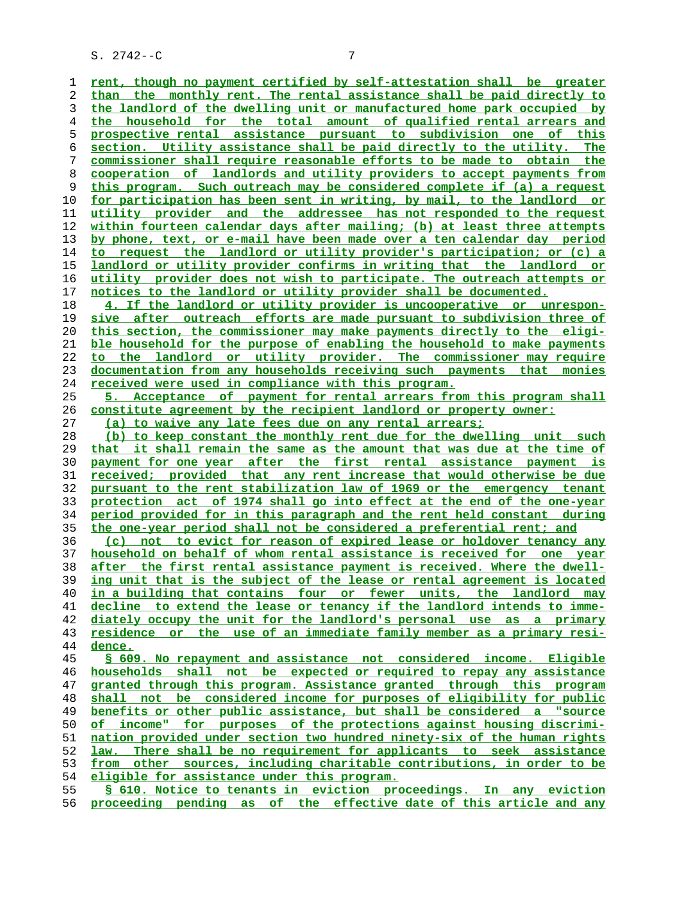rent, though no payment certified by self-attestation shall be greater than the monthly rent. The rental assistance shall be paid directly to the landlord of the dwelling unit or manufactured home park occupied by the household for the total amount of qualified rental arrears and prospective rental assistance pursuant to subdivision one of this section. Utility assistance shall be paid directly to the utility. The commissioner shall require reasonable efforts to be made to obtain the cooperation of landlords and utility providers to accept payments from this program. Such outreach may be considered complete if (a) a request for participation has been sent in writing, by mail, to the landlord or utility provider and the addressee has not responded to the request within fourteen calendar days after mailing; (b) at least three attempts by phone, text, or e-mail have been made over a ten calendar day period to request the landlord or utility provider's participation; or (c) a landlord or utility provider confirms in writing that the landlord or utility provider does not wish to participate. The outreach attempts or notices to the landlord or utility provider shall be documented.

4. If the landlord or utility provider is uncooperative or unresponsive after outreach efforts are made pursuant to subdivision three of this section, the commissioner may make payments directly to the eligible household for the purpose of enabling the household to make payments to the landlord or utility provider. The commissioner may require documentation from any households receiving such payments that monies received were used in compliance with this program.

5. Acceptance of payment for rental arrears from this program shall constitute agreement by the recipient landlord or property owner:

(a) to waive any late fees due on any rental arrears;

(b) to keep constant the monthly rent due for the dwelling unit such that it shall remain the same as the amount that was due at the time of payment for one year after the first rental assistance payment is received; provided that any rent increase that would otherwise be due pursuant to the rent stabilization law of 1969 or the emergency tenant protection act of 1974 shall go into effect at the end of the one-year period provided for in this paragraph and the rent held constant during the one-year period shall not be considered a preferential rent; and

(c) not to evict for reason of expired lease or holdover tenancy any household on behalf of whom rental assistance is received for one year after the first rental assistance payment is received. Where the dwelling unit that is the subject of the lease or rental agreement is located in a building that contains four or fewer units, the landlord may decline to extend the lease or tenancy if the landlord intends to immediately occupy the unit for the landlord's personal use as a primary residence or the use of an immediate family member as a primary residence.

§ 609. No repayment and assistance not considered income. Eligible households shall not be expected or required to repay any assistance granted through this program. Assistance granted through this program shall not be considered income for purposes of eligibility for public benefits or other public assistance, but shall be considered a "source of income" for purposes of the protections against housing discrimination provided under section two hundred ninety-six of the human rights law. There shall be no requirement for applicants to seek assistance from other sources, including charitable contributions, in order to be eligible for assistance under this program.

§ 610. Notice to tenants in eviction proceedings. In any eviction proceeding pending as of the effective date of this article and any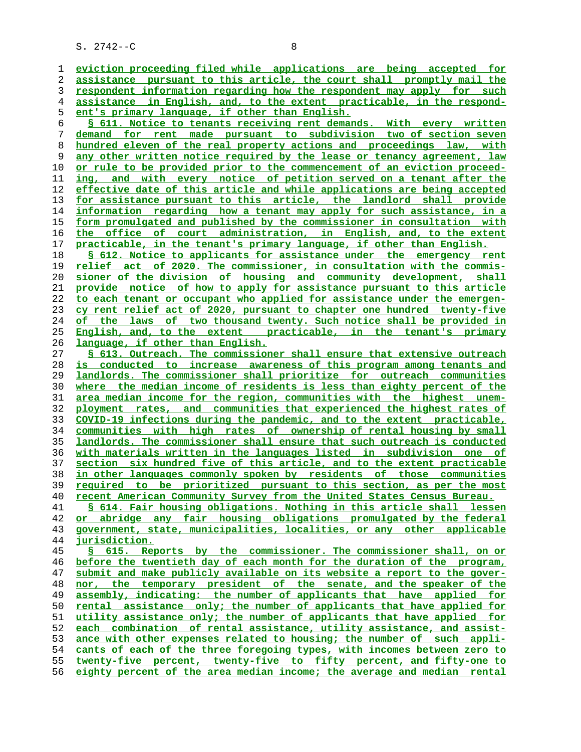eviction proceeding filed while applications are being accepted for assistance pursuant to this article, the court shall promptly mail the respondent information regarding how the respondent may apply for such assistance in English, and, to the extent practicable, in the respondent's primary language, if other than English.

§ 611. Notice to tenants receiving rent demands. With every written demand for rent made pursuant to subdivision two of section seven hundred eleven of the real property actions and proceedings law, with any other written notice required by the lease or tenancy agreement, law or rule to be provided prior to the commencement of an eviction proceeding, and with every notice of petition served on a tenant after the effective date of this article and while applications are being accepted for assistance pursuant to this article, the landlord shall provide information regarding how a tenant may apply for such assistance, in a form promulgated and published by the commissioner in consultation with the office of court administration, in English, and, to the extent practicable, in the tenant's primary language, if other than English.

§ 612. Notice to applicants for assistance under the emergency rent relief act of 2020. The commissioner, in consultation with the commissioner of the division of housing and community development, shall provide notice of how to apply for assistance pursuant to this article to each tenant or occupant who applied for assistance under the emergency rent relief act of 2020, pursuant to chapter one hundred twenty-five of the laws of two thousand twenty. Such notice shall be provided in English, and, to the extent practicable, in the tenant's primary language, if other than English.

§ 613. Outreach. The commissioner shall ensure that extensive outreach is conducted to increase awareness of this program among tenants and landlords. The commissioner shall prioritize for outreach communities where the median income of residents is less than eighty percent of the area median income for the region, communities with the highest unemployment rates, and communities that experienced the highest rates of COVID-19 infections during the pandemic, and to the extent practicable, communities with high rates of ownership of rental housing by small landlords. The commissioner shall ensure that such outreach is conducted with materials written in the languages listed in subdivision one of section six hundred five of this article, and to the extent practicable in other languages commonly spoken by residents of those communities required to be prioritized pursuant to this section, as per the most recent American Community Survey from the United States Census Bureau.

§ 614. Fair housing obligations. Nothing in this article shall lessen or abridge any fair housing obligations promulgated by the federal government, state, municipalities, localities, or any other applicable jurisdiction.

§ 615. Reports by the commissioner. The commissioner shall, on or before the twentieth day of each month for the duration of the program, submit and make publicly available on its website a report to the governor, the temporary president of the senate, and the speaker of the assembly, indicating: the number of applicants that have applied for rental assistance only; the number of applicants that have applied for utility assistance only; the number of applicants that have applied for each combination of rental assistance, utility assistance, and assistance with other expenses related to housing; the number of such applicants of each of the three foregoing types, with incomes between zero to twenty-five percent, twenty-five to fifty percent, and fifty-one to eighty percent of the area median income; the average and median rental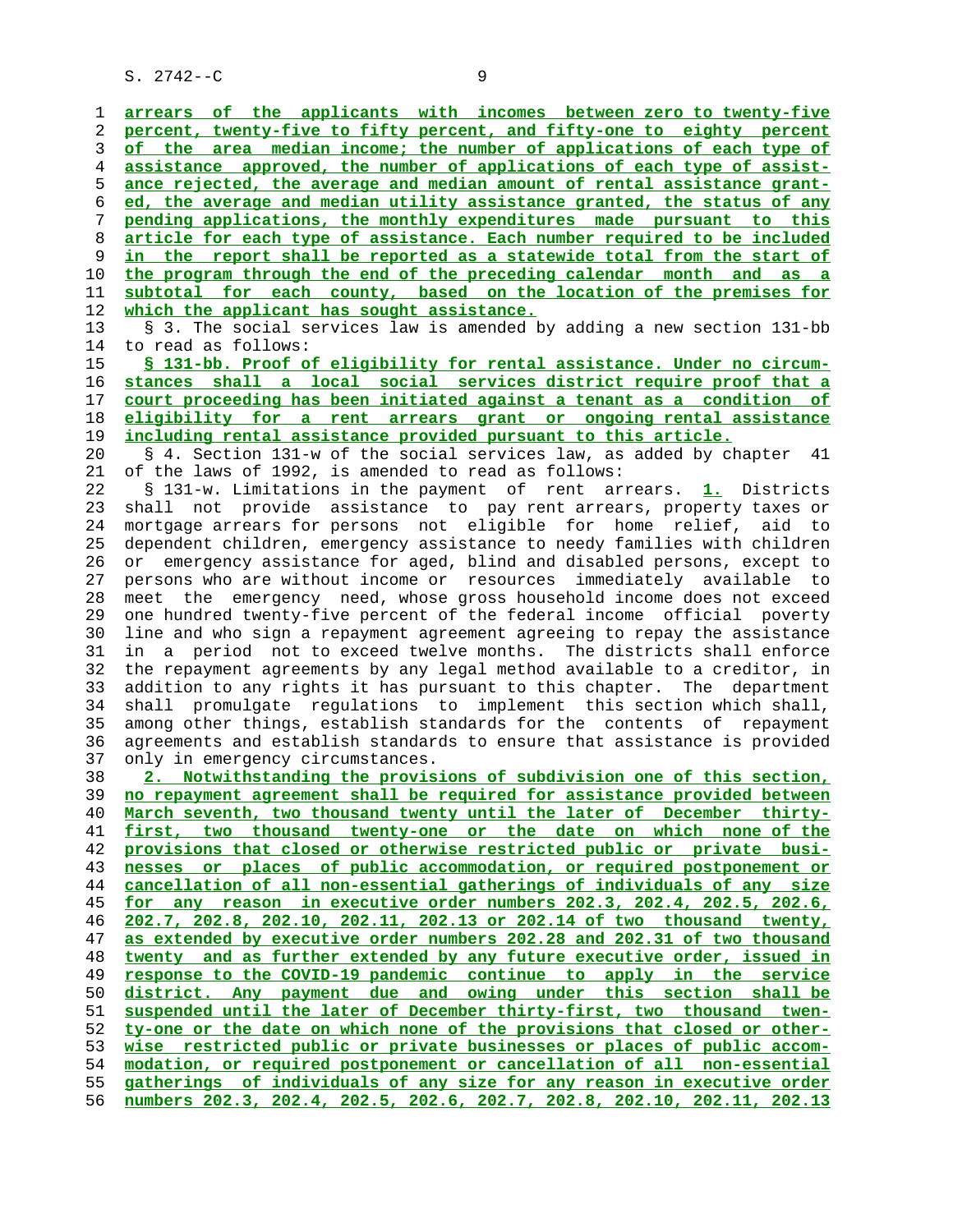arrears of the applicants with incomes between zero to twenty-five percent, twenty-five to fifty percent, and fifty-one to eighty percent of the area median income; the number of applications of each type of assistance approved, the number of applications of each type of assistance rejected, the average and median amount of rental assistance granted, the average and median utility assistance granted, the status of any pending applications, the monthly expenditures made pursuant to this article for each type of assistance. Each number required to be included in the report shall be reported as a statewide total from the start of the program through the end of the preceding calendar month and as a subtotal for each county, based on the location of the premises for which the applicant has sought assistance.

§ 3. The social services law is amended by adding a new section 131-bb to read as follows:

§ 131-bb. Proof of eligibility for rental assistance. Under no circumstances shall a local social services district require proof that a court proceeding has been initiated against a tenant as a condition of eligibility for a rent arrears grant or ongoing rental assistance including rental assistance provided pursuant to this article.

§ 4. Section 131-w of the social services law, as added by chapter 41 of the laws of 1992, is amended to read as follows:

§ 131-w. Limitations in the payment of rent arrears. 1. Districts shall not provide assistance to pay rent arrears, property taxes or mortgage arrears for persons not eligible for home relief, aid to dependent children, emergency assistance to needy families with children or emergency assistance for aged, blind and disabled persons, except to persons who are without income or resources immediately available to meet the emergency need, whose gross household income does not exceed one hundred twenty-five percent of the federal income official poverty line and who sign a repayment agreement agreeing to repay the assistance in a period not to exceed twelve months. The districts shall enforce the repayment agreements by any legal method available to a creditor, in addition to any rights it has pursuant to this chapter. The department shall promulgate regulations to implement this section which shall, among other things, establish standards for the contents of repayment agreements and establish standards to ensure that assistance is provided only in emergency circumstances.

2. Notwithstanding the provisions of subdivision one of this section, no repayment agreement shall be required for assistance provided between March seventh, two thousand twenty until the later of December thirty-first, two thousand twenty-one or the date on which none of the provisions that closed or otherwise restricted public or private businesses or places of public accommodation, or required postponement or cancellation of all non-essential gatherings of individuals of any size for any reason in executive order numbers 202.3, 202.4, 202.5, 202.6, 202.7, 202.8, 202.10, 202.11, 202.13 or 202.14 of two thousand twenty, as extended by executive order numbers 202.28 and 202.31 of two thousand twenty and as further extended by any future executive order, issued in response to the COVID-19 pandemic continue to apply in the service district. Any payment due and owing under this section shall be suspended until the later of December thirty-first, two thousand twenty-one or the date on which none of the provisions that closed or otherwise restricted public or private businesses or places of public accommodation, or required postponement or cancellation of all non-essential gatherings of individuals of any size for any reason in executive order numbers 202.3, 202.4, 202.5, 202.6, 202.7, 202.8, 202.10, 202.11, 202.13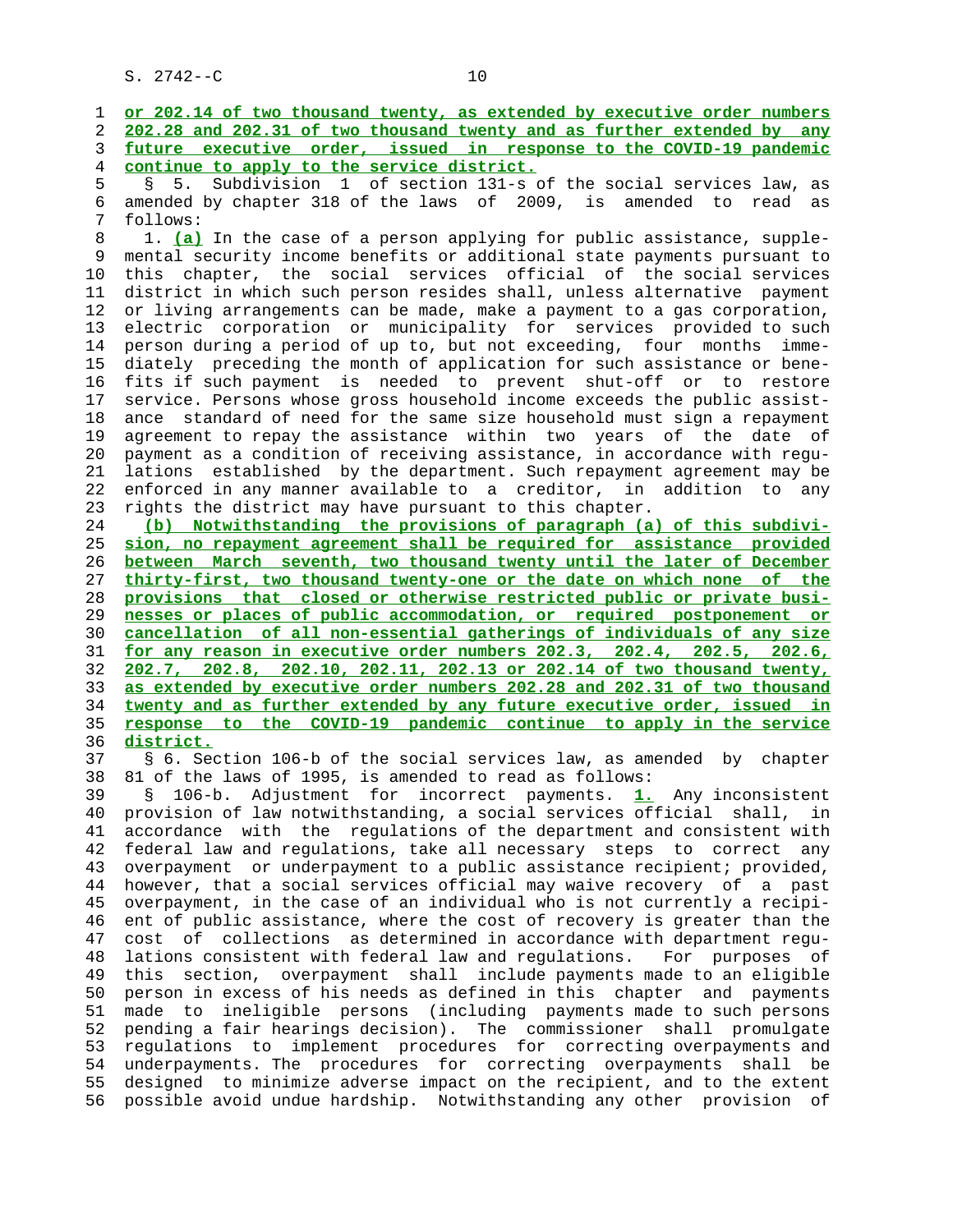**or 202.14 of two thousand twenty, as extended by executive order numbers 202.28 and 202.31 of two thousand twenty and as further extended by any future executive order, issued in response to the COVID-19 pandemic continue to apply to the service district.**

§ 5. Subdivision 1 of section 131-s of the social services law, as amended by chapter 318 of the laws of 2009, is amended to read as follows:

1. **(a)** In the case of a person applying for public assistance, supplemental security income benefits or additional state payments pursuant to this chapter, the social services official of the social services district in which such person resides shall, unless alternative payment or living arrangements can be made, make a payment to a gas corporation, electric corporation or municipality for services provided to such person during a period of up to, but not exceeding, four months immediately preceding the month of application for such assistance or benefits if such payment is needed to prevent shut-off or to restore service. Persons whose gross household income exceeds the public assistance standard of need for the same size household must sign a repayment agreement to repay the assistance within two years of the date of payment as a condition of receiving assistance, in accordance with regulations established by the department. Such repayment agreement may be enforced in any manner available to a creditor, in addition to any rights the district may have pursuant to this chapter.

**(b) Notwithstanding the provisions of paragraph (a) of this subdivision, no repayment agreement shall be required for assistance provided between March seventh, two thousand twenty until the later of December thirty-first, two thousand twenty-one or the date on which none of the provisions that closed or otherwise restricted public or private businesses or places of public accommodation, or required postponement or cancellation of all non-essential gatherings of individuals of any size for any reason in executive order numbers 202.3, 202.4, 202.5, 202.6, 202.7, 202.8, 202.10, 202.11, 202.13 or 202.14 of two thousand twenty, as extended by executive order numbers 202.28 and 202.31 of two thousand twenty and as further extended by any future executive order, issued in response to the COVID-19 pandemic continue to apply in the service district.**

§ 6. Section 106-b of the social services law, as amended by chapter 81 of the laws of 1995, is amended to read as follows:

§ 106-b. Adjustment for incorrect payments. **1.** Any inconsistent provision of law notwithstanding, a social services official shall, in accordance with the regulations of the department and consistent with federal law and regulations, take all necessary steps to correct any overpayment or underpayment to a public assistance recipient; provided, however, that a social services official may waive recovery of a past overpayment, in the case of an individual who is not currently a recipient of public assistance, where the cost of recovery is greater than the cost of collections as determined in accordance with department regulations consistent with federal law and regulations. For purposes of this section, overpayment shall include payments made to an eligible person in excess of his needs as defined in this chapter and payments made to ineligible persons (including payments made to such persons pending a fair hearings decision). The commissioner shall promulgate regulations to implement procedures for correcting overpayments and underpayments. The procedures for correcting overpayments shall be designed to minimize adverse impact on the recipient, and to the extent possible avoid undue hardship. Notwithstanding any other provision of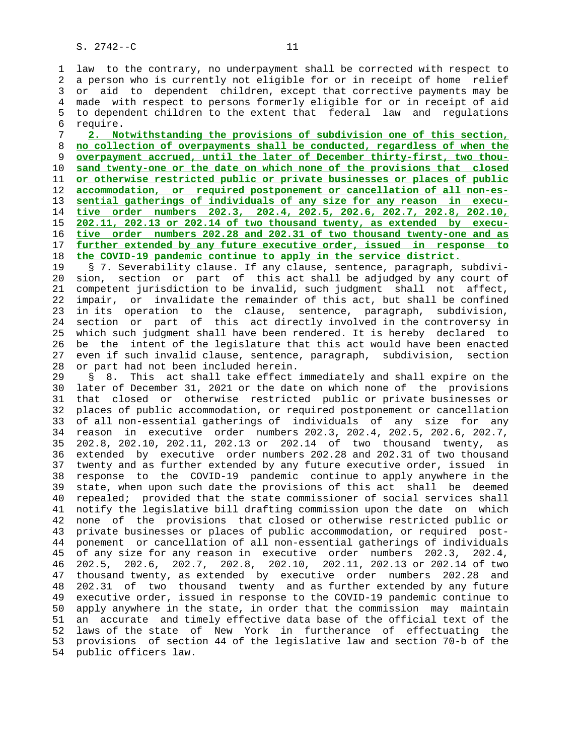law to the contrary, no underpayment shall be corrected with respect to a person who is currently not eligible for or in receipt of home relief or aid to dependent children, except that corrective payments may be made with respect to persons formerly eligible for or in receipt of aid to dependent children to the extent that federal law and regulations require.

**2. Notwithstanding the provisions of subdivision one of this section, no collection of overpayments shall be conducted, regardless of when the overpayment accrued, until the later of December thirty-first, two thousand twenty-one or the date on which none of the provisions that closed or otherwise restricted public or private businesses or places of public accommodation, or required postponement or cancellation of all non-essential gatherings of individuals of any size for any reason in executive order numbers 202.3, 202.4, 202.5, 202.6, 202.7, 202.8, 202.10, 202.11, 202.13 or 202.14 of two thousand twenty, as extended by executive order numbers 202.28 and 202.31 of two thousand twenty-one and as further extended by any future executive order, issued in response to the COVID-19 pandemic continue to apply in the service district.**

§ 7. Severability clause. If any clause, sentence, paragraph, subdivision, section or part of this act shall be adjudged by any court of competent jurisdiction to be invalid, such judgment shall not affect, impair, or invalidate the remainder of this act, but shall be confined in its operation to the clause, sentence, paragraph, subdivision, section or part of this act directly involved in the controversy in which such judgment shall have been rendered. It is hereby declared to be the intent of the legislature that this act would have been enacted even if such invalid clause, sentence, paragraph, subdivision, section or part had not been included herein.

§ 8. This act shall take effect immediately and shall expire on the later of December 31, 2021 or the date on which none of the provisions that closed or otherwise restricted public or private businesses or places of public accommodation, or required postponement or cancellation of all non-essential gatherings of individuals of any size for any reason in executive order numbers 202.3, 202.4, 202.5, 202.6, 202.7, 202.8, 202.10, 202.11, 202.13 or 202.14 of two thousand twenty, as extended by executive order numbers 202.28 and 202.31 of two thousand twenty and as further extended by any future executive order, issued in response to the COVID-19 pandemic continue to apply anywhere in the state, when upon such date the provisions of this act shall be deemed repealed; provided that the state commissioner of social services shall notify the legislative bill drafting commission upon the date on which none of the provisions that closed or otherwise restricted public or private businesses or places of public accommodation, or required postponement or cancellation of all non-essential gatherings of individuals of any size for any reason in executive order numbers 202.3, 202.4, 202.5, 202.6, 202.7, 202.8, 202.10, 202.11, 202.13 or 202.14 of two thousand twenty, as extended by executive order numbers 202.28 and 202.31 of two thousand twenty and as further extended by any future executive order, issued in response to the COVID-19 pandemic continue to apply anywhere in the state, in order that the commission may maintain an accurate and timely effective data base of the official text of the laws of the state of New York in furtherance of effectuating the provisions of section 44 of the legislative law and section 70-b of the public officers law.